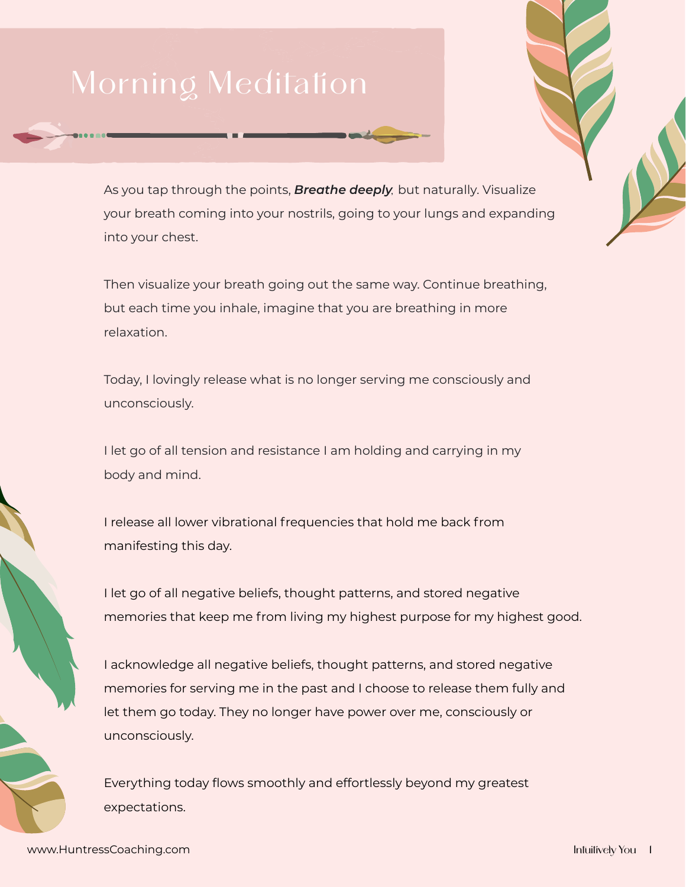# Morning Meditation

As you tap through the points, ***Breathe deeply***, but naturally. Visualize your breath coming into your nostrils, going to your lungs and expanding into your chest.

Then visualize your breath going out the same way. Continue breathing, but each time you inhale, imagine that you are breathing in more relaxation.

Today, I lovingly release what is no longer serving me consciously and unconsciously.

I let go of all tension and resistance I am holding and carrying in my body and mind.

I release all lower vibrational frequencies that hold me back from manifesting this day.

I let go of all negative beliefs, thought patterns, and stored negative memories that keep me from living my highest purpose for my highest good.

I acknowledge all negative beliefs, thought patterns, and stored negative memories for serving me in the past and I choose to release them fully and let them go today. They no longer have power over me, consciously or unconsciously.

Everything today flows smoothly and effortlessly beyond my greatest expectations.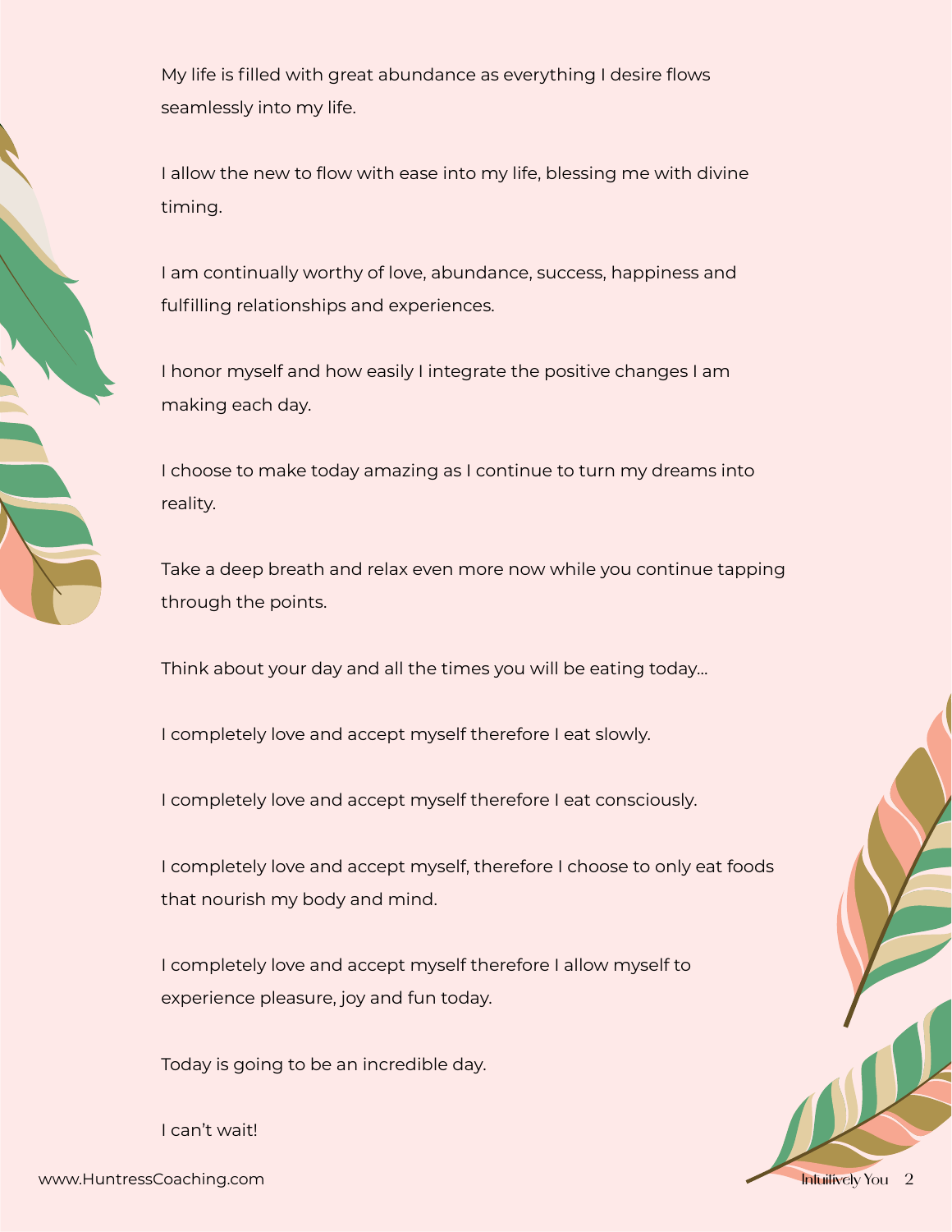My life is filled with great abundance as everything I desire flows seamlessly into my life.

I allow the new to flow with ease into my life, blessing me with divine timing.

I am continually worthy of love, abundance, success, happiness and fulfilling relationships and experiences.

I honor myself and how easily I integrate the positive changes I am making each day.

I choose to make today amazing as I continue to turn my dreams into reality.

Take a deep breath and relax even more now while you continue tapping through the points.

Think about your day and all the times you will be eating today...

I completely love and accept myself therefore I eat slowly.

I completely love and accept myself therefore I eat consciously.

I completely love and accept myself, therefore I choose to only eat foods that nourish my body and mind.

I completely love and accept myself therefore I allow myself to experience pleasure, joy and fun today.

Today is going to be an incredible day.

I can't wait!